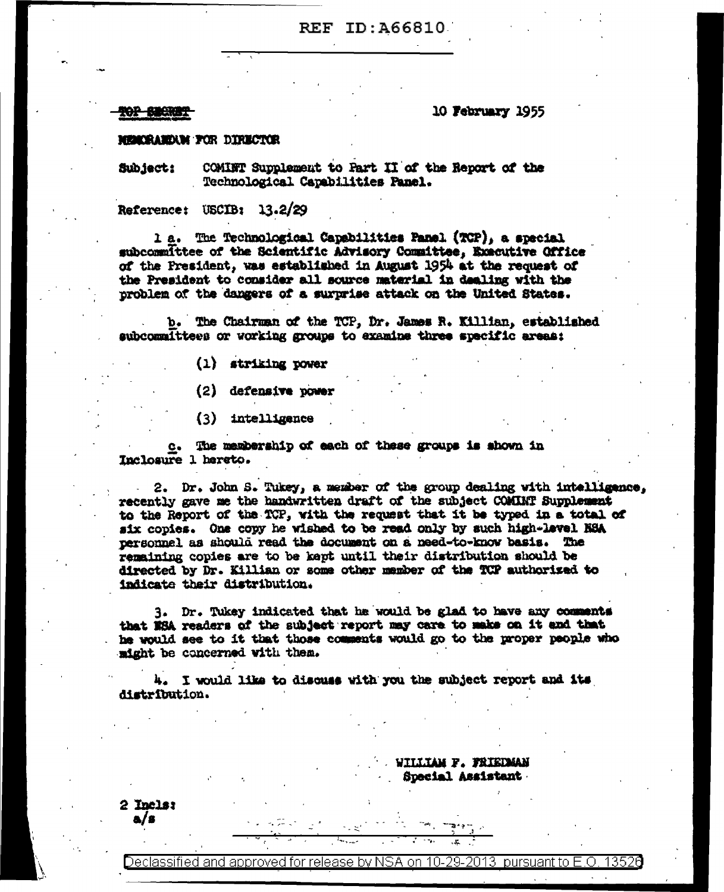REF ID:A66810

~~TOP SECRET~~

10 February 1955

MEMORANDUM FOR DIRECTOR

Subject: COMINT Supplement to Part II of the Report of the Technological Capabilities Panel.

Reference: USCIB: 13.2/29

1 a. The Technological Capabilities Panel (TCP), a special subcommittee of the Scientific Advisory Committee, Executive Office of the President, was established in August 1954 at the request of the President to consider all source material in dealing with the problem of the dangers of a surprise attack on the United States.

b. The Chairman of the TCP, Dr. James R. Killian, established subcommittees or working groups to examine three specific areas:

(1) striking power

(2) defensive power

(3) intelligence

c. The membership of each of these groups is shown in Inclosure 1 hereto.

2. Dr. John S. Tukey, a member of the group dealing with intelligence, recently gave me the handwritten draft of the subject COMINT Supplement to the Report of the TCP, with the request that it be typed in a total of six copies. One copy he wished to be read only by such high-level NSA personnel as should read the document on a need-to-know basis. The remaining copies are to be kept until their distribution should be directed by Dr. Killian or some other member of the TCP authorized to indicate their distribution.

3. Dr. Tukey indicated that he would be glad to have any comments that NSA readers of the subject report may care to make on it and that he would see to it that those comments would go to the proper people who might be concerned with them.

4. I would like to discuss with you the subject report and its distribution.

WILLIAM F. FRIEDMAN
Special Assistant

2 Incls:
a/s

Declassified and approved for release by NSA on 10-29-2013 pursuant to E.O. 13526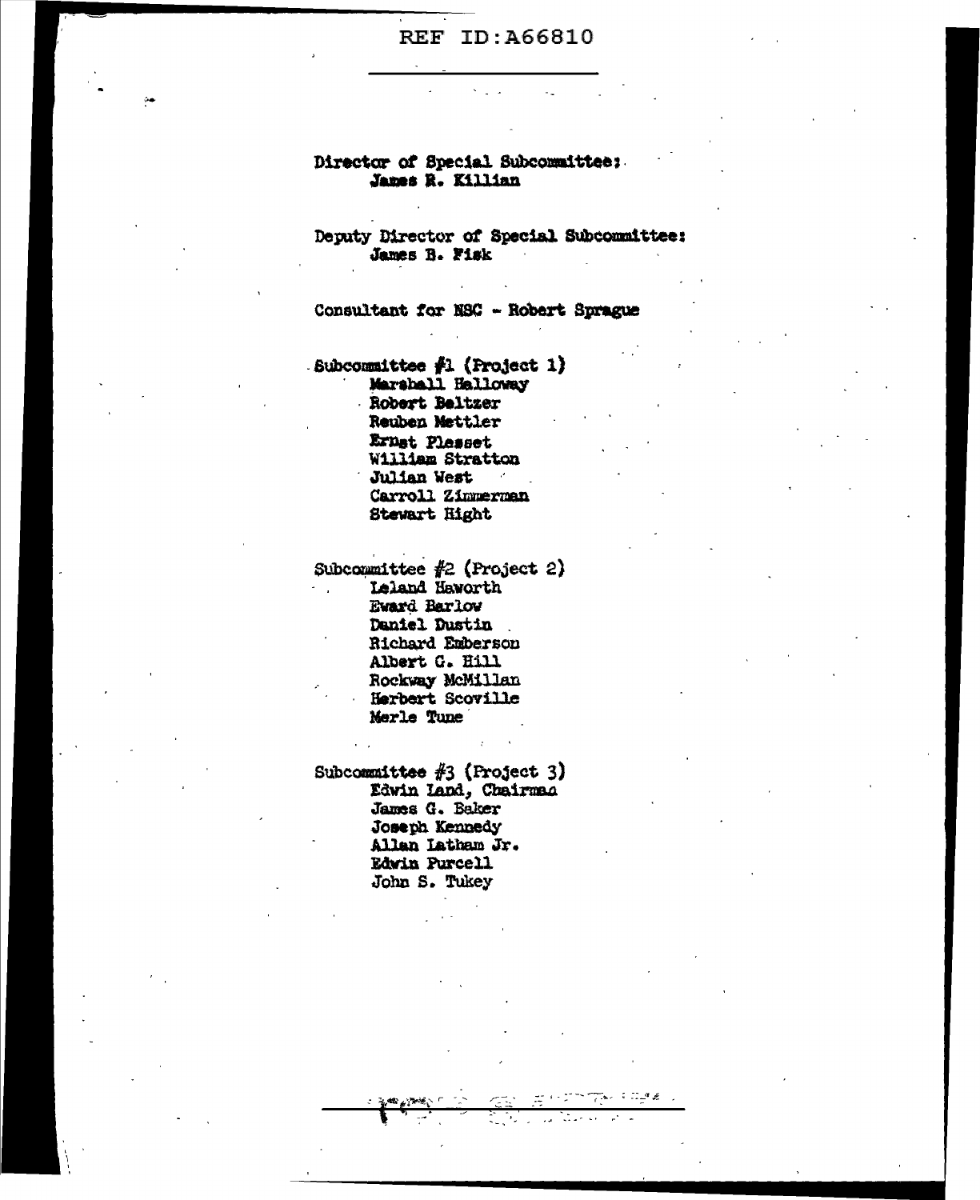Director of Special Subcommittee:
James R. Killian

Deputy Director of Special Subcommittee:
James B. Fisk

Consultant for NSC - Robert Sprague

Subcommittee #1 (Project 1)
- Marshall Halloway
- Robert Beltzer
- Reuben Mettler
- Ernst Plesset
- William Stratton
- Julian West
- Carroll Zimmerman
- Stewart Hight

Subcommittee #2 (Project 2)
- Leland Haworth
- Eward Barlow
- Daniel Dustin
- Richard Emberson
- Albert G. Hill
- Rockway McMillan
- Herbert Scoville
- Merle Tune

Subcommittee #3 (Project 3)
- Edwin Land, Chairman
- James G. Baker
- Joseph Kennedy
- Allan Latham Jr.
- Edwin Purcell
- John S. Tukey